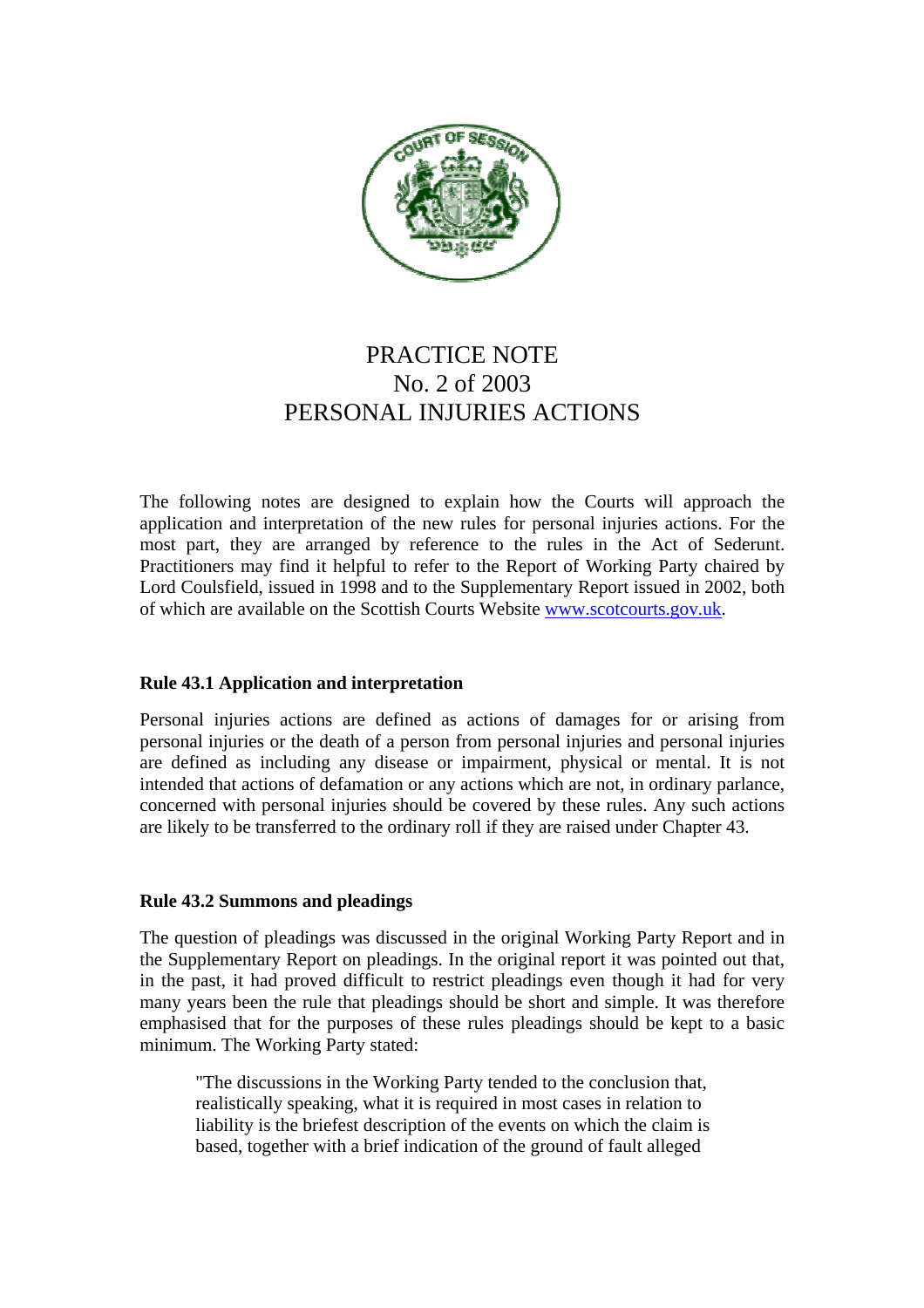# PRACTICE NOTE
# No. 2 of 2003
# PERSONAL INJURIES ACTIONS

The following notes are designed to explain how the Courts will approach the application and interpretation of the new rules for personal injuries actions. For the most part, they are arranged by reference to the rules in the Act of Sederunt. Practitioners may find it helpful to refer to the Report of Working Party chaired by Lord Coulsfield, issued in 1998 and to the Supplementary Report issued in 2002, both of which are available on the Scottish Courts Website [www.scotcourts.gov.uk](http://www.scotcourts.gov.uk).

**Rule 43.1 Application and interpretation**

Personal injuries actions are defined as actions of damages for or arising from personal injuries or the death of a person from personal injuries and personal injuries are defined as including any disease or impairment, physical or mental. It is not intended that actions of defamation or any actions which are not, in ordinary parlance, concerned with personal injuries should be covered by these rules. Any such actions are likely to be transferred to the ordinary roll if they are raised under Chapter 43.

**Rule 43.2 Summons and pleadings**

The question of pleadings was discussed in the original Working Party Report and in the Supplementary Report on pleadings. In the original report it was pointed out that, in the past, it had proved difficult to restrict pleadings even though it had for very many years been the rule that pleadings should be short and simple. It was therefore emphasised that for the purposes of these rules pleadings should be kept to a basic minimum. The Working Party stated:

> "The discussions in the Working Party tended to the conclusion that, realistically speaking, what it is required in most cases in relation to liability is the briefest description of the events on which the claim is based, together with a brief indication of the ground of fault alleged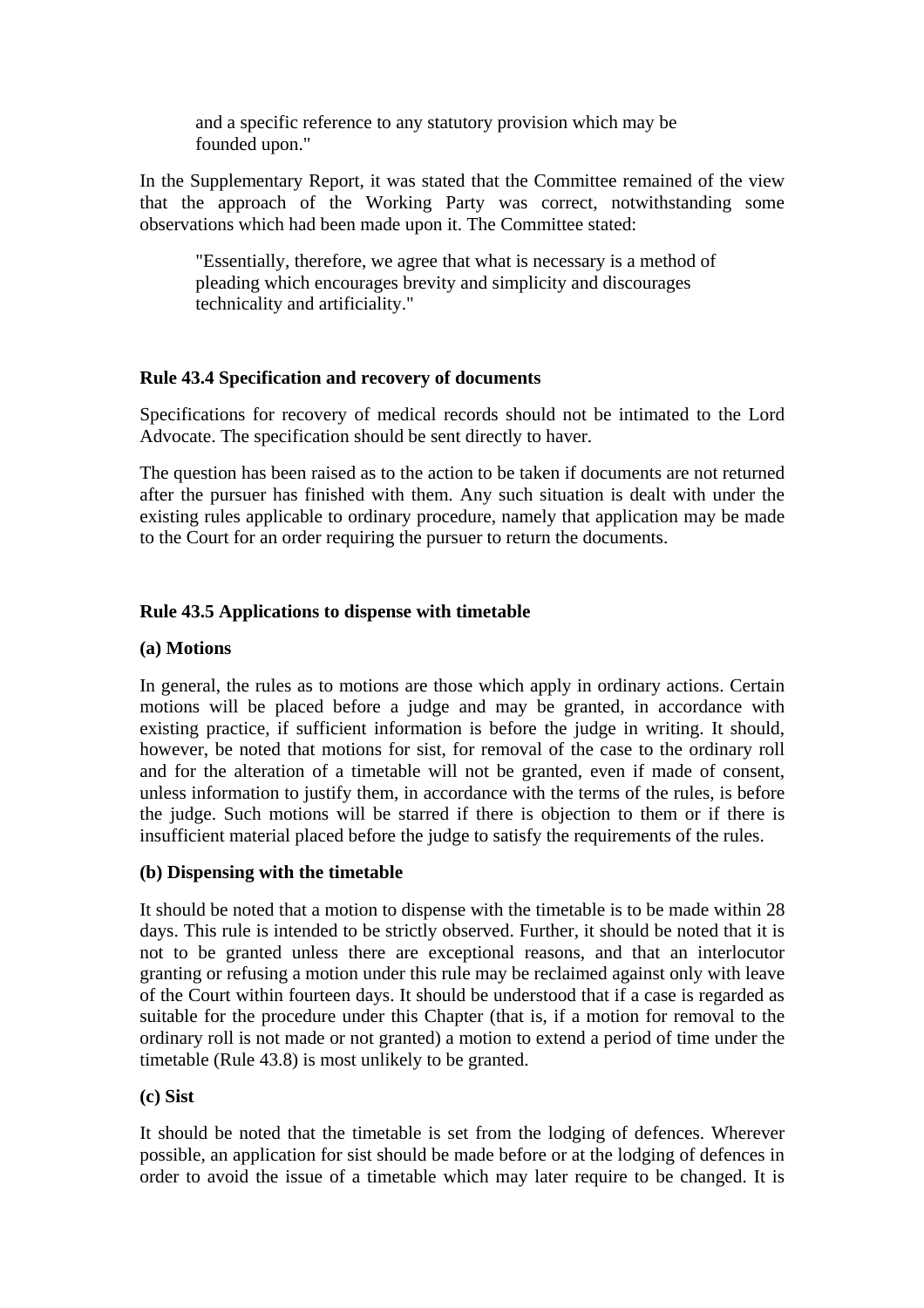> and a specific reference to any statutory provision which may be founded upon."

In the Supplementary Report, it was stated that the Committee remained of the view that the approach of the Working Party was correct, notwithstanding some observations which had been made upon it. The Committee stated:

> "Essentially, therefore, we agree that what is necessary is a method of pleading which encourages brevity and simplicity and discourages technicality and artificiality."

**Rule 43.4 Specification and recovery of documents**

Specifications for recovery of medical records should not be intimated to the Lord Advocate. The specification should be sent directly to haver.

The question has been raised as to the action to be taken if documents are not returned after the pursuer has finished with them. Any such situation is dealt with under the existing rules applicable to ordinary procedure, namely that application may be made to the Court for an order requiring the pursuer to return the documents.

**Rule 43.5 Applications to dispense with timetable**

**(a) Motions**

In general, the rules as to motions are those which apply in ordinary actions. Certain motions will be placed before a judge and may be granted, in accordance with existing practice, if sufficient information is before the judge in writing. It should, however, be noted that motions for sist, for removal of the case to the ordinary roll and for the alteration of a timetable will not be granted, even if made of consent, unless information to justify them, in accordance with the terms of the rules, is before the judge. Such motions will be starred if there is objection to them or if there is insufficient material placed before the judge to satisfy the requirements of the rules.

**(b) Dispensing with the timetable**

It should be noted that a motion to dispense with the timetable is to be made within 28 days. This rule is intended to be strictly observed. Further, it should be noted that it is not to be granted unless there are exceptional reasons, and that an interlocutor granting or refusing a motion under this rule may be reclaimed against only with leave of the Court within fourteen days. It should be understood that if a case is regarded as suitable for the procedure under this Chapter (that is, if a motion for removal to the ordinary roll is not made or not granted) a motion to extend a period of time under the timetable (Rule 43.8) is most unlikely to be granted.

**(c) Sist**

It should be noted that the timetable is set from the lodging of defences. Wherever possible, an application for sist should be made before or at the lodging of defences in order to avoid the issue of a timetable which may later require to be changed. It is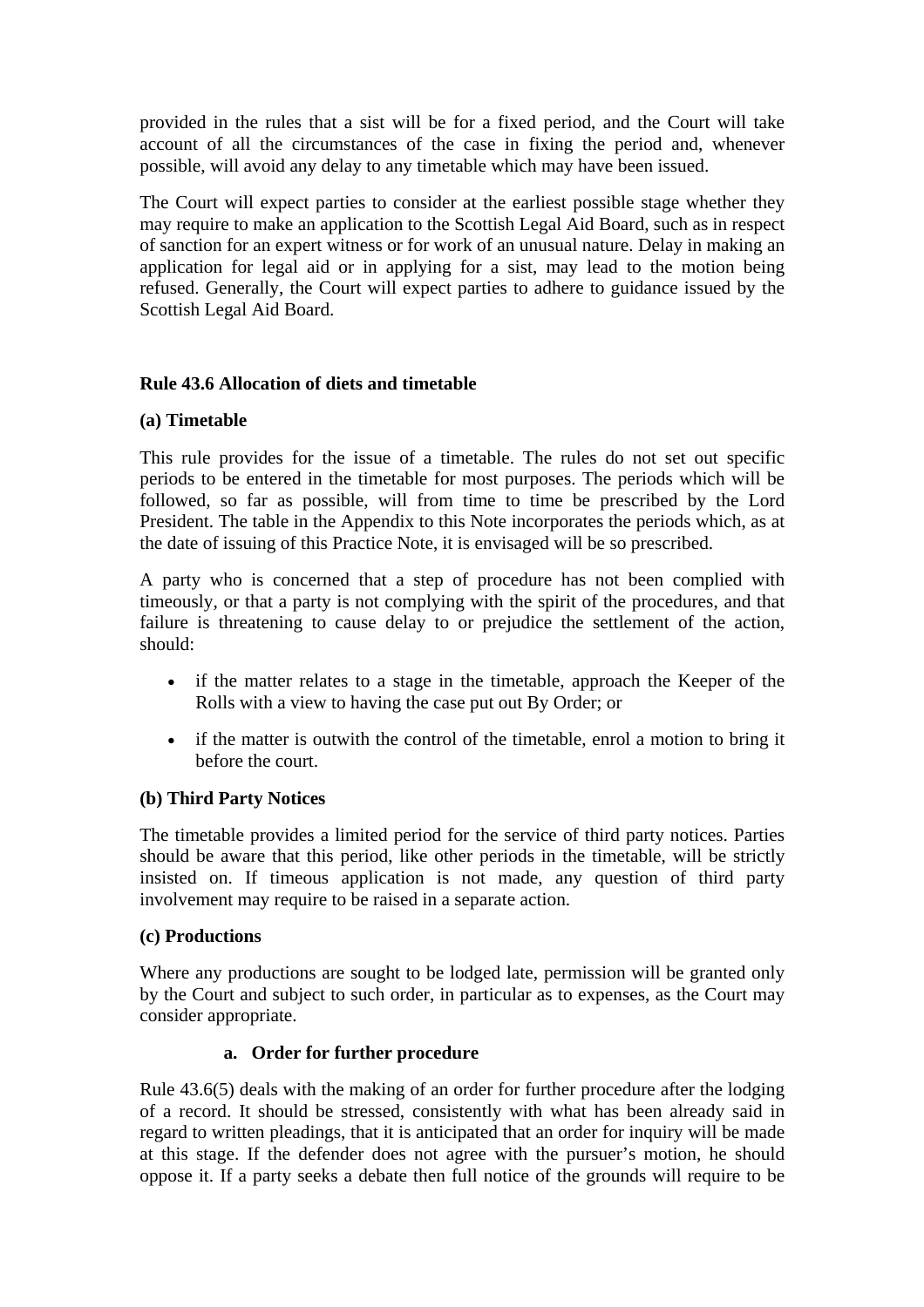provided in the rules that a sist will be for a fixed period, and the Court will take account of all the circumstances of the case in fixing the period and, whenever possible, will avoid any delay to any timetable which may have been issued.

The Court will expect parties to consider at the earliest possible stage whether they may require to make an application to the Scottish Legal Aid Board, such as in respect of sanction for an expert witness or for work of an unusual nature. Delay in making an application for legal aid or in applying for a sist, may lead to the motion being refused. Generally, the Court will expect parties to adhere to guidance issued by the Scottish Legal Aid Board.

**Rule 43.6 Allocation of diets and timetable**

**(a) Timetable**

This rule provides for the issue of a timetable. The rules do not set out specific periods to be entered in the timetable for most purposes. The periods which will be followed, so far as possible, will from time to time be prescribed by the Lord President. The table in the Appendix to this Note incorporates the periods which, as at the date of issuing of this Practice Note, it is envisaged will be so prescribed.

A party who is concerned that a step of procedure has not been complied with timeously, or that a party is not complying with the spirit of the procedures, and that failure is threatening to cause delay to or prejudice the settlement of the action, should:

- if the matter relates to a stage in the timetable, approach the Keeper of the Rolls with a view to having the case put out By Order; or
- if the matter is outwith the control of the timetable, enrol a motion to bring it before the court.

**(b) Third Party Notices**

The timetable provides a limited period for the service of third party notices. Parties should be aware that this period, like other periods in the timetable, will be strictly insisted on. If timeous application is not made, any question of third party involvement may require to be raised in a separate action.

**(c) Productions**

Where any productions are sought to be lodged late, permission will be granted only by the Court and subject to such order, in particular as to expenses, as the Court may consider appropriate.

**a. Order for further procedure**

Rule 43.6(5) deals with the making of an order for further procedure after the lodging of a record. It should be stressed, consistently with what has been already said in regard to written pleadings, that it is anticipated that an order for inquiry will be made at this stage. If the defender does not agree with the pursuer's motion, he should oppose it. If a party seeks a debate then full notice of the grounds will require to be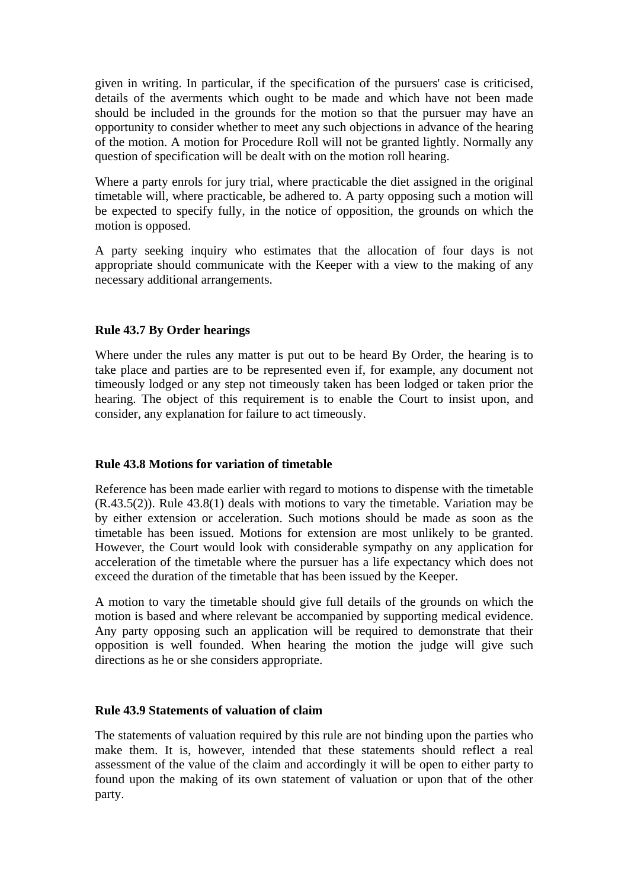given in writing. In particular, if the specification of the pursuers' case is criticised, details of the averments which ought to be made and which have not been made should be included in the grounds for the motion so that the pursuer may have an opportunity to consider whether to meet any such objections in advance of the hearing of the motion. A motion for Procedure Roll will not be granted lightly. Normally any question of specification will be dealt with on the motion roll hearing.

Where a party enrols for jury trial, where practicable the diet assigned in the original timetable will, where practicable, be adhered to. A party opposing such a motion will be expected to specify fully, in the notice of opposition, the grounds on which the motion is opposed.

A party seeking inquiry who estimates that the allocation of four days is not appropriate should communicate with the Keeper with a view to the making of any necessary additional arrangements.

**Rule 43.7 By Order hearings**

Where under the rules any matter is put out to be heard By Order, the hearing is to take place and parties are to be represented even if, for example, any document not timeously lodged or any step not timeously taken has been lodged or taken prior the hearing. The object of this requirement is to enable the Court to insist upon, and consider, any explanation for failure to act timeously.

**Rule 43.8 Motions for variation of timetable**

Reference has been made earlier with regard to motions to dispense with the timetable (R.43.5(2)). Rule 43.8(1) deals with motions to vary the timetable. Variation may be by either extension or acceleration. Such motions should be made as soon as the timetable has been issued. Motions for extension are most unlikely to be granted. However, the Court would look with considerable sympathy on any application for acceleration of the timetable where the pursuer has a life expectancy which does not exceed the duration of the timetable that has been issued by the Keeper.

A motion to vary the timetable should give full details of the grounds on which the motion is based and where relevant be accompanied by supporting medical evidence. Any party opposing such an application will be required to demonstrate that their opposition is well founded. When hearing the motion the judge will give such directions as he or she considers appropriate.

**Rule 43.9 Statements of valuation of claim**

The statements of valuation required by this rule are not binding upon the parties who make them. It is, however, intended that these statements should reflect a real assessment of the value of the claim and accordingly it will be open to either party to found upon the making of its own statement of valuation or upon that of the other party.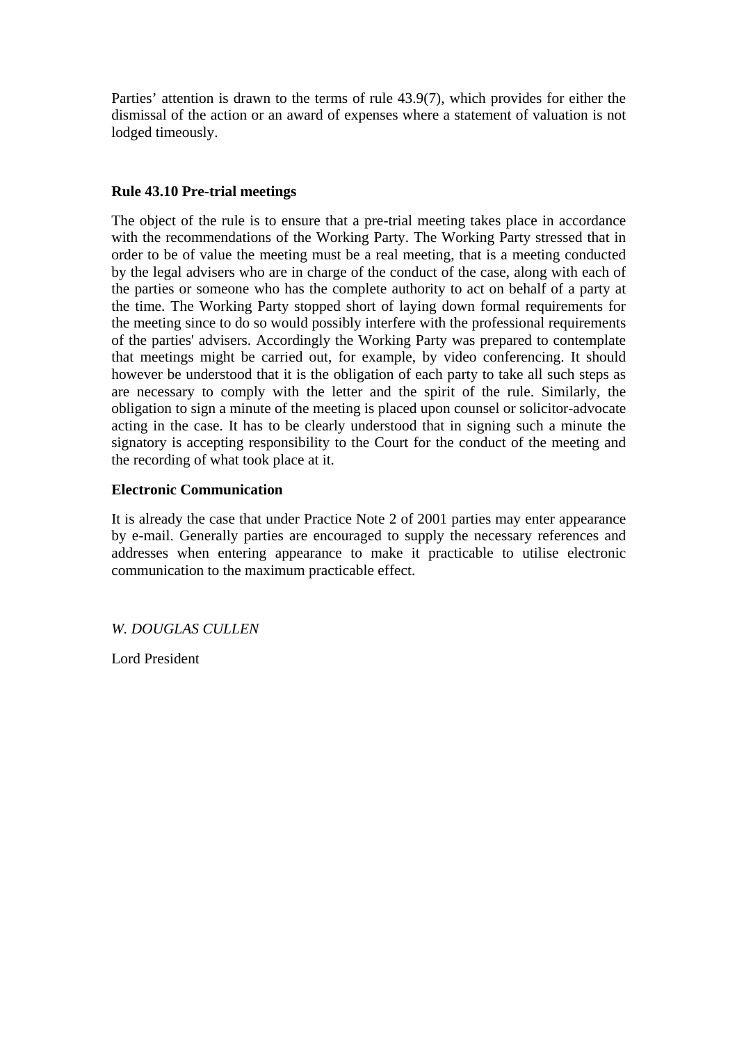Parties' attention is drawn to the terms of rule 43.9(7), which provides for either the dismissal of the action or an award of expenses where a statement of valuation is not lodged timeously.

**Rule 43.10 Pre-trial meetings**

The object of the rule is to ensure that a pre-trial meeting takes place in accordance with the recommendations of the Working Party. The Working Party stressed that in order to be of value the meeting must be a real meeting, that is a meeting conducted by the legal advisers who are in charge of the conduct of the case, along with each of the parties or someone who has the complete authority to act on behalf of a party at the time. The Working Party stopped short of laying down formal requirements for the meeting since to do so would possibly interfere with the professional requirements of the parties' advisers. Accordingly the Working Party was prepared to contemplate that meetings might be carried out, for example, by video conferencing. It should however be understood that it is the obligation of each party to take all such steps as are necessary to comply with the letter and the spirit of the rule. Similarly, the obligation to sign a minute of the meeting is placed upon counsel or solicitor-advocate acting in the case. It has to be clearly understood that in signing such a minute the signatory is accepting responsibility to the Court for the conduct of the meeting and the recording of what took place at it.

**Electronic Communication**

It is already the case that under Practice Note 2 of 2001 parties may enter appearance by e-mail. Generally parties are encouraged to supply the necessary references and addresses when entering appearance to make it practicable to utilise electronic communication to the maximum practicable effect.

*W. DOUGLAS CULLEN*

Lord President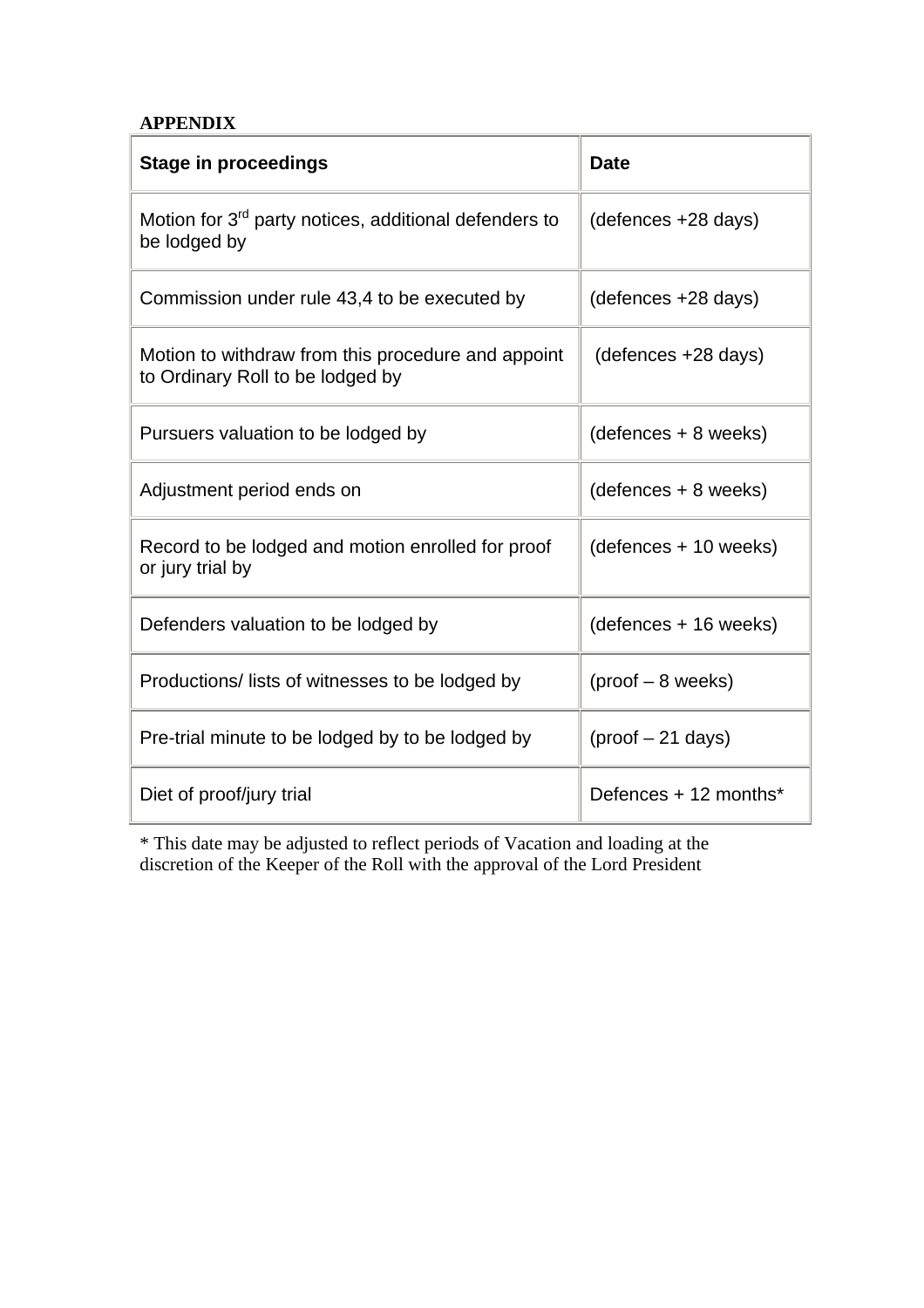**APPENDIX**

| Stage in proceedings | Date |
| --- | --- |
| Motion for 3rd party notices, additional defenders to be lodged by | (defences +28 days) |
| Commission under rule 43,4 to be executed by | (defences +28 days) |
| Motion to withdraw from this procedure and appoint to Ordinary Roll to be lodged by | (defences +28 days) |
| Pursuers valuation to be lodged by | (defences + 8 weeks) |
| Adjustment period ends on | (defences + 8 weeks) |
| Record to be lodged and motion enrolled for proof or jury trial by | (defences + 10 weeks) |
| Defenders valuation to be lodged by | (defences + 16 weeks) |
| Productions/ lists of witnesses to be lodged by | (proof – 8 weeks) |
| Pre-trial minute to be lodged by to be lodged by | (proof – 21 days) |
| Diet of proof/jury trial | Defences + 12 months* |

* This date may be adjusted to reflect periods of Vacation and loading at the discretion of the Keeper of the Roll with the approval of the Lord President